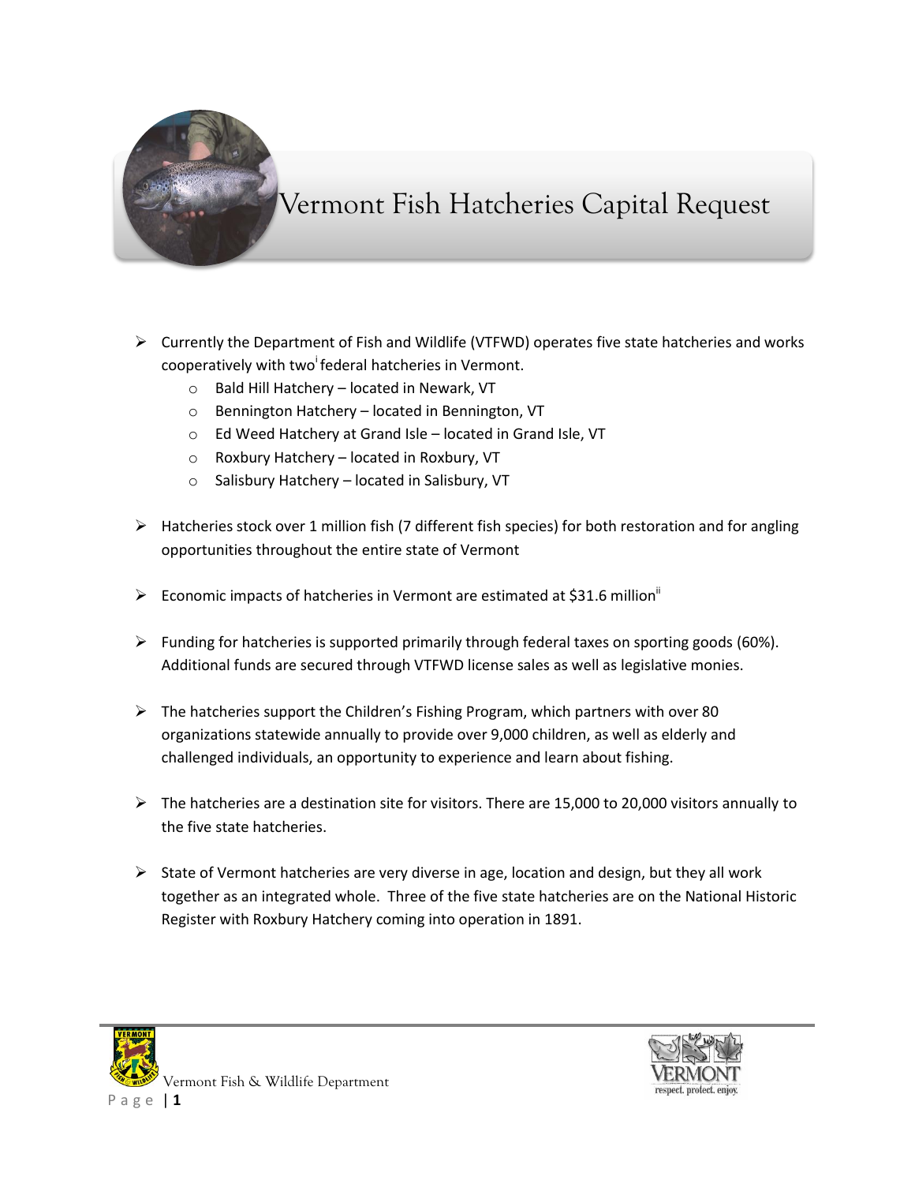# Vermont Fish Hatcheries Capital Request

- Currently the Department of Fish and Wildlife (VTFWD) operates five state hatcheries and works cooperatively with two[i] federal hatcheries in Vermont.
    - Bald Hill Hatchery – located in Newark, VT
    - Bennington Hatchery – located in Bennington, VT
    - Ed Weed Hatchery at Grand Isle – located in Grand Isle, VT
    - Roxbury Hatchery – located in Roxbury, VT
    - Salisbury Hatchery – located in Salisbury, VT

- Hatcheries stock over 1 million fish (7 different fish species) for both restoration and for angling opportunities throughout the entire state of Vermont

- Economic impacts of hatcheries in Vermont are estimated at $31.6 million[ii]

- Funding for hatcheries is supported primarily through federal taxes on sporting goods (60%). Additional funds are secured through VTFWD license sales as well as legislative monies.

- The hatcheries support the Children's Fishing Program, which partners with over 80 organizations statewide annually to provide over 9,000 children, as well as elderly and challenged individuals, an opportunity to experience and learn about fishing.

- The hatcheries are a destination site for visitors. There are 15,000 to 20,000 visitors annually to the five state hatcheries.

- State of Vermont hatcheries are very diverse in age, location and design, but they all work together as an integrated whole. Three of the five state hatcheries are on the National Historic Register with Roxbury Hatchery coming into operation in 1891.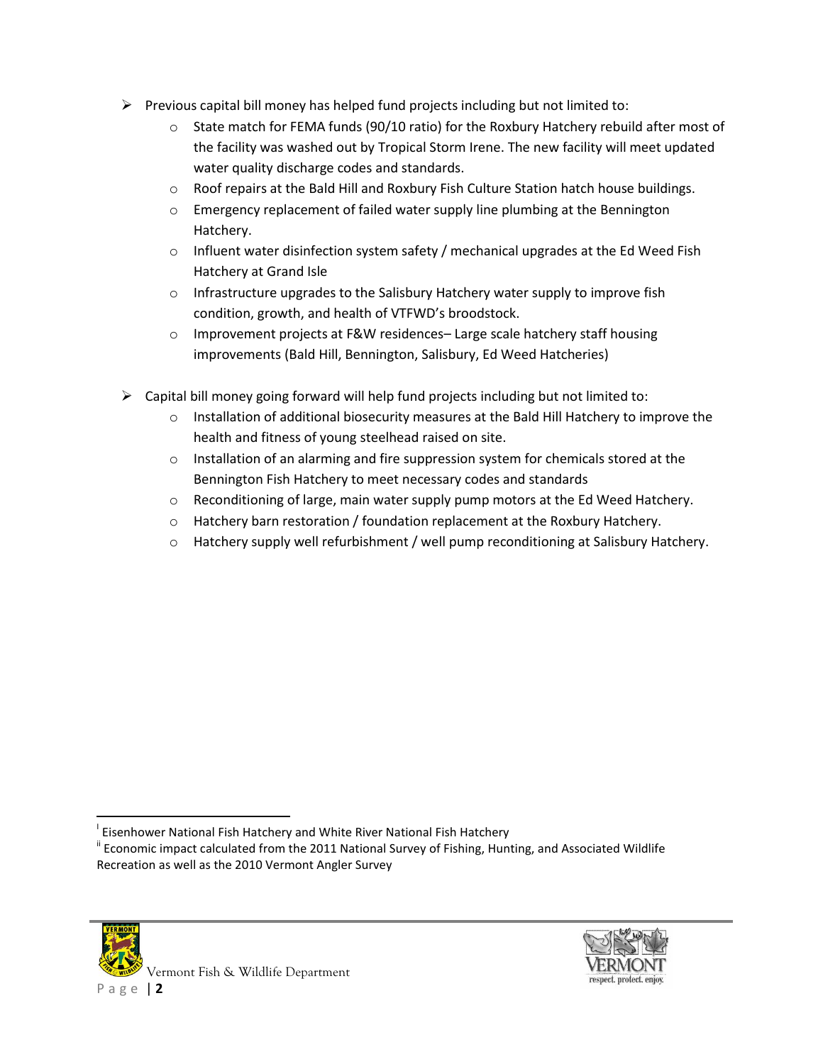- Previous capital bill money has helped fund projects including but not limited to:
    - State match for FEMA funds (90/10 ratio) for the Roxbury Hatchery rebuild after most of the facility was washed out by Tropical Storm Irene. The new facility will meet updated water quality discharge codes and standards.
    - Roof repairs at the Bald Hill and Roxbury Fish Culture Station hatch house buildings.
    - Emergency replacement of failed water supply line plumbing at the Bennington Hatchery.
    - Influent water disinfection system safety / mechanical upgrades at the Ed Weed Fish Hatchery at Grand Isle
    - Infrastructure upgrades to the Salisbury Hatchery water supply to improve fish condition, growth, and health of VTFWD's broodstock.
    - Improvement projects at F&W residences– Large scale hatchery staff housing improvements (Bald Hill, Bennington, Salisbury, Ed Weed Hatcheries)

- Capital bill money going forward will help fund projects including but not limited to:
    - Installation of additional biosecurity measures at the Bald Hill Hatchery to improve the health and fitness of young steelhead raised on site.
    - Installation of an alarming and fire suppression system for chemicals stored at the Bennington Fish Hatchery to meet necessary codes and standards
    - Reconditioning of large, main water supply pump motors at the Ed Weed Hatchery.
    - Hatchery barn restoration / foundation replacement at the Roxbury Hatchery.
    - Hatchery supply well refurbishment / well pump reconditioning at Salisbury Hatchery.

---

[i] Eisenhower National Fish Hatchery and White River National Fish Hatchery

[ii] Economic impact calculated from the 2011 National Survey of Fishing, Hunting, and Associated Wildlife Recreation as well as the 2010 Vermont Angler Survey